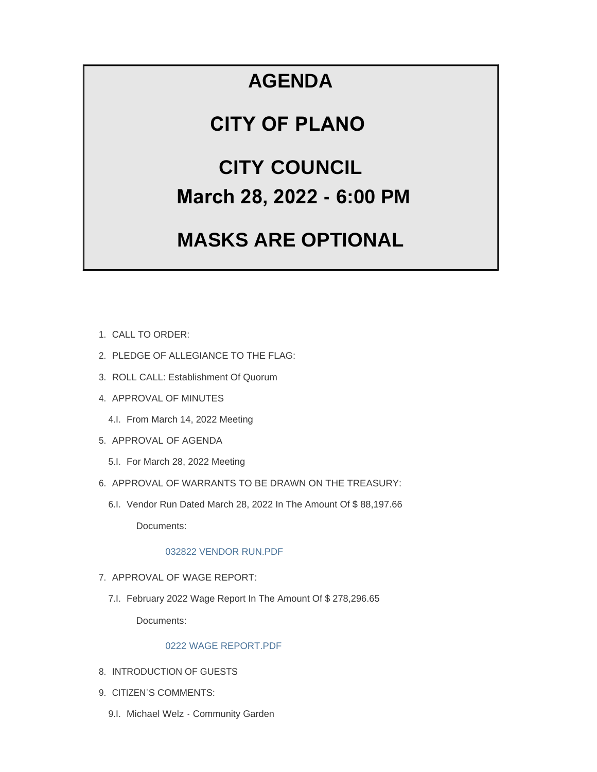# AGENDA

# CITY OF PLANO

# CITY COUNCIL

## March 28, 2022 - 6:00 PM

# MASKS ARE OPTIONAL

1. CALL TO ORDER:
2. PLEDGE OF ALLEGIANCE TO THE FLAG:
3. ROLL CALL: Establishment Of Quorum
4. APPROVAL OF MINUTES
   - 4.I. From March 14, 2022 Meeting
5. APPROVAL OF AGENDA
   - 5.I. For March 28, 2022 Meeting
6. APPROVAL OF WARRANTS TO BE DRAWN ON THE TREASURY:
   - 6.I. Vendor Run Dated March 28, 2022 In The Amount Of $ 88,197.66

     Documents:

     032822 VENDOR RUN.PDF
7. APPROVAL OF WAGE REPORT:
   - 7.I. February 2022 Wage Report In The Amount Of $ 278,296.65

     Documents:

     0222 WAGE REPORT.PDF
8. INTRODUCTION OF GUESTS
9. CITIZEN'S COMMENTS:
   - 9.I. Michael Welz - Community Garden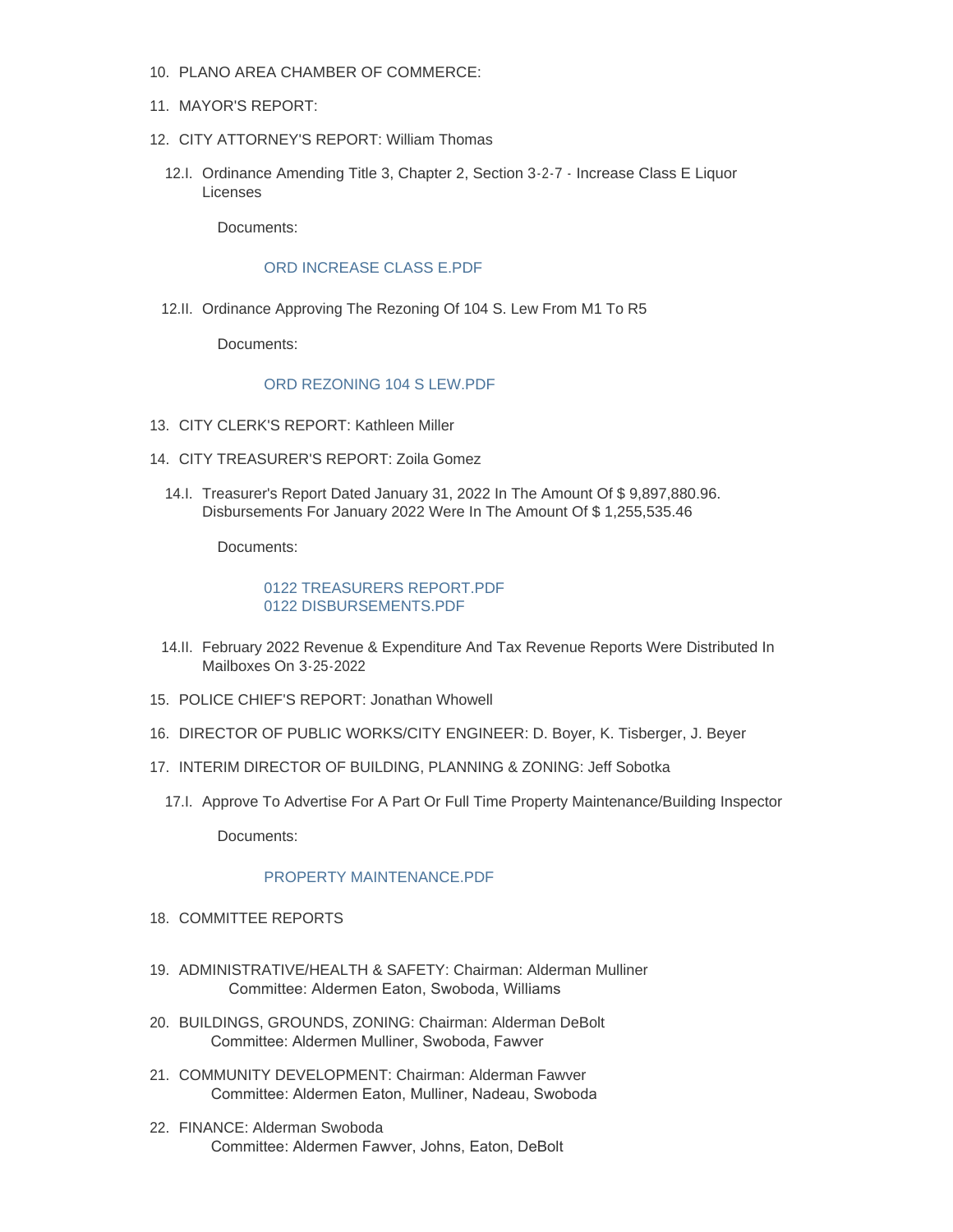10. PLANO AREA CHAMBER OF COMMERCE:

11. MAYOR'S REPORT:

12. CITY ATTORNEY'S REPORT: William Thomas

    12.I. Ordinance Amending Title 3, Chapter 2, Section 3-2-7 - Increase Class E Liquor Licenses

    Documents:

    ORD INCREASE CLASS E.PDF

    12.II. Ordinance Approving The Rezoning Of 104 S. Lew From M1 To R5

    Documents:

    ORD REZONING 104 S LEW.PDF

13. CITY CLERK'S REPORT: Kathleen Miller

14. CITY TREASURER'S REPORT: Zoila Gomez

    14.I. Treasurer's Report Dated January 31, 2022 In The Amount Of $ 9,897,880.96. Disbursements For January 2022 Were In The Amount Of $ 1,255,535.46

    Documents:

    0122 TREASURERS REPORT.PDF
    0122 DISBURSEMENTS.PDF

    14.II. February 2022 Revenue & Expenditure And Tax Revenue Reports Were Distributed In Mailboxes On 3-25-2022

15. POLICE CHIEF'S REPORT: Jonathan Whowell

16. DIRECTOR OF PUBLIC WORKS/CITY ENGINEER: D. Boyer, K. Tisberger, J. Beyer

17. INTERIM DIRECTOR OF BUILDING, PLANNING & ZONING: Jeff Sobotka

    17.I. Approve To Advertise For A Part Or Full Time Property Maintenance/Building Inspector

    Documents:

    PROPERTY MAINTENANCE.PDF

18. COMMITTEE REPORTS

19. ADMINISTRATIVE/HEALTH & SAFETY: Chairman: Alderman Mulliner
    Committee: Aldermen Eaton, Swoboda, Williams

20. BUILDINGS, GROUNDS, ZONING: Chairman: Alderman DeBolt
    Committee: Aldermen Mulliner, Swoboda, Fawver

21. COMMUNITY DEVELOPMENT: Chairman: Alderman Fawver
    Committee: Aldermen Eaton, Mulliner, Nadeau, Swoboda

22. FINANCE: Alderman Swoboda
    Committee: Aldermen Fawver, Johns, Eaton, DeBolt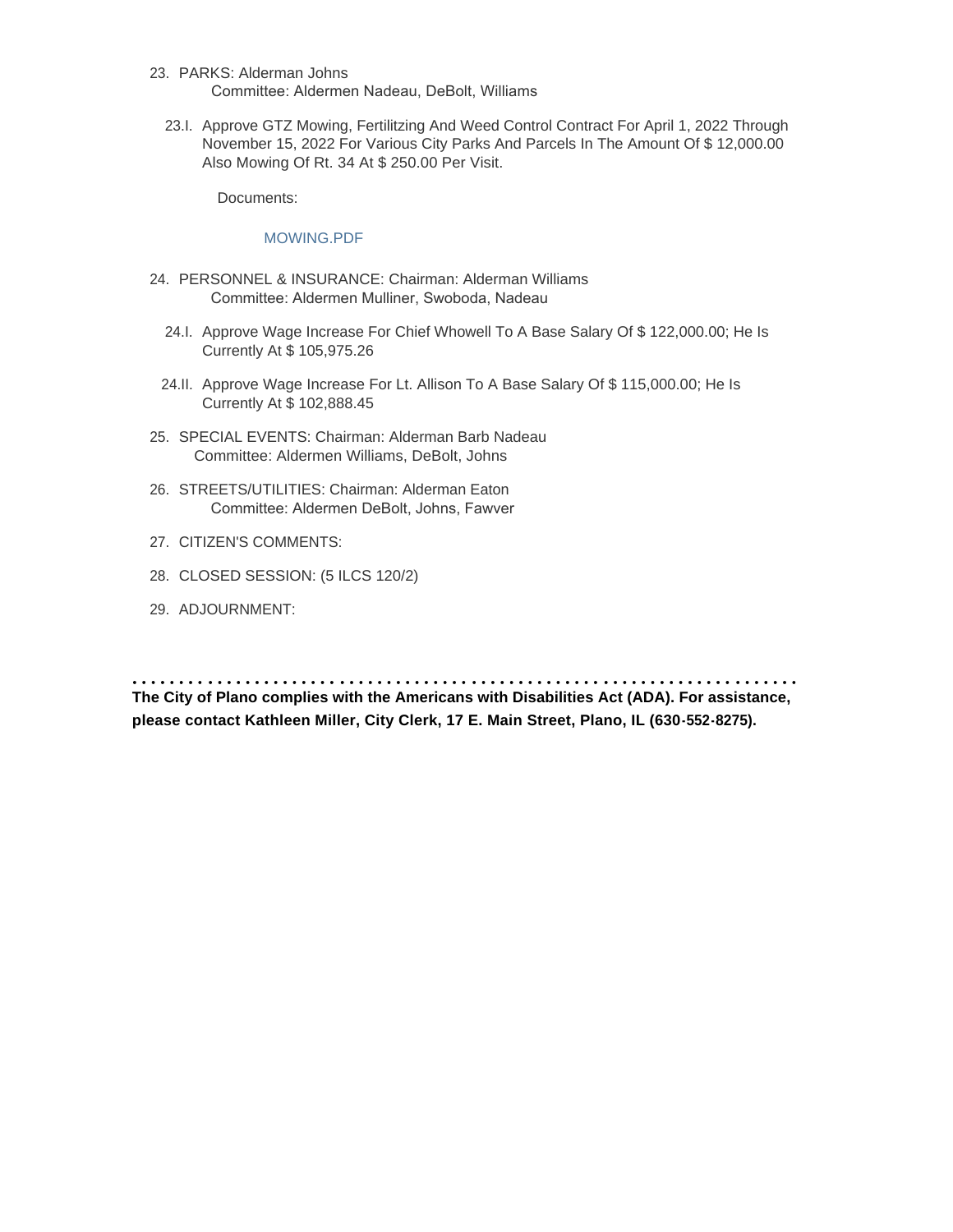23. PARKS: Alderman Johns
 Committee: Aldermen Nadeau, DeBolt, Williams

 23.I. Approve GTZ Mowing, Fertilitzing And Weed Control Contract For April 1, 2022 Through November 15, 2022 For Various City Parks And Parcels In The Amount Of $ 12,000.00 Also Mowing Of Rt. 34 At $ 250.00 Per Visit.

 Documents:

 MOWING.PDF

24. PERSONNEL & INSURANCE: Chairman: Alderman Williams
 Committee: Aldermen Mulliner, Swoboda, Nadeau

 24.I. Approve Wage Increase For Chief Whowell To A Base Salary Of $ 122,000.00; He Is Currently At $ 105,975.26

 24.II. Approve Wage Increase For Lt. Allison To A Base Salary Of $ 115,000.00; He Is Currently At $ 102,888.45

25. SPECIAL EVENTS: Chairman: Alderman Barb Nadeau
 Committee: Aldermen Williams, DeBolt, Johns

26. STREETS/UTILITIES: Chairman: Alderman Eaton
 Committee: Aldermen DeBolt, Johns, Fawver

27. CITIZEN'S COMMENTS:

28. CLOSED SESSION: (5 ILCS 120/2)

29. ADJOURNMENT:

**The City of Plano complies with the Americans with Disabilities Act (ADA). For assistance, please contact Kathleen Miller, City Clerk, 17 E. Main Street, Plano, IL (630-552-8275).**